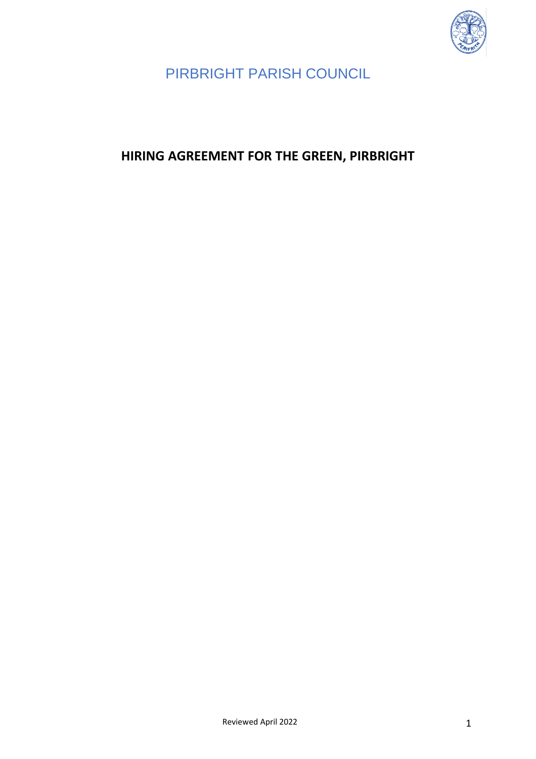# PIRBRIGHT PARISH COUNCIL

## HIRING AGREEMENT FOR THE GREEN, PIRBRIGHT

Reviewed April 2022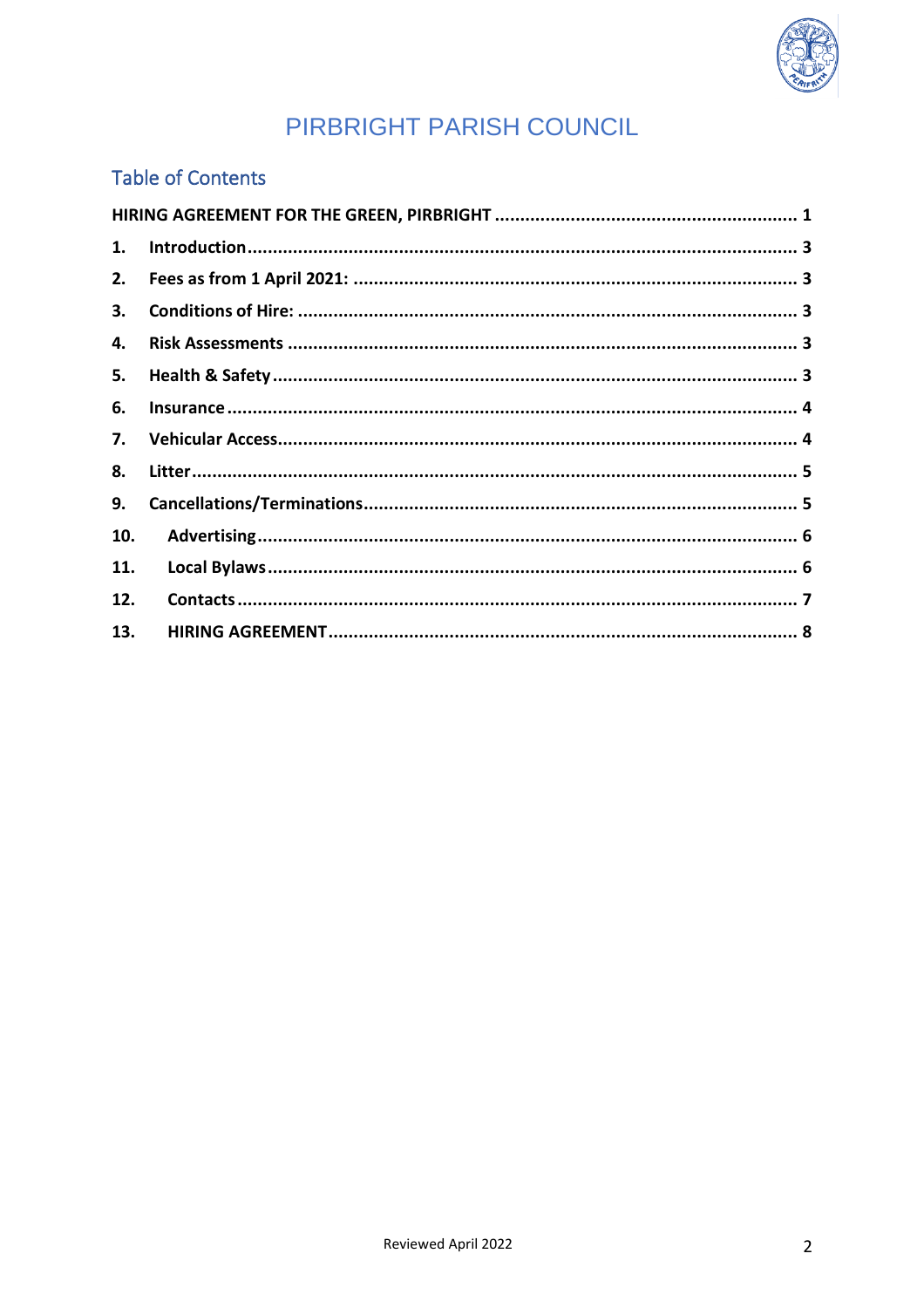# PIRBRIGHT PARISH COUNCIL

## Table of Contents

**HIRING AGREEMENT FOR THE GREEN, PIRBRIGHT** ........................................................... **1**

**1. Introduction** ........................................................................................................... **3**

**2. Fees as from 1 April 2021:** ....................................................................................... **3**

**3. Conditions of Hire:** .................................................................................................. **3**

**4. Risk Assessments** ................................................................................................... **3**

**5. Health & Safety** ....................................................................................................... **3**

**6. Insurance** ................................................................................................................ **4**

**7. Vehicular Access** ..................................................................................................... **4**

**8. Litter** ....................................................................................................................... **5**

**9. Cancellations/Terminations** .................................................................................... **5**

**10. Advertising** ............................................................................................................ **6**

**11. Local Bylaws** .......................................................................................................... **6**

**12. Contacts** ................................................................................................................ **7**

**13. HIRING AGREEMENT** ............................................................................................. **8**

Reviewed April 2022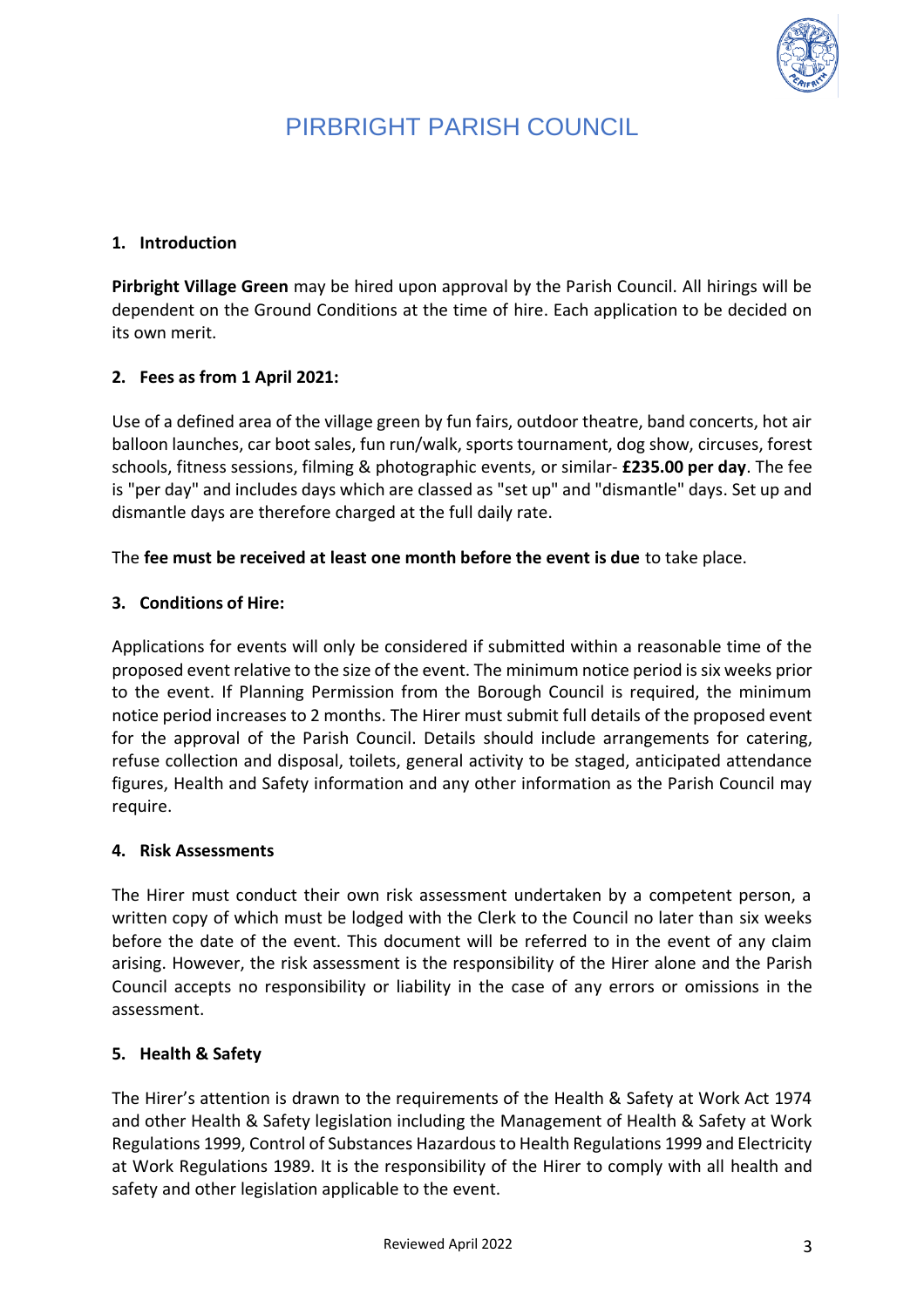# PIRBRIGHT PARISH COUNCIL

## 1. Introduction

**Pirbright Village Green** may be hired upon approval by the Parish Council. All hirings will be dependent on the Ground Conditions at the time of hire. Each application to be decided on its own merit.

## 2. Fees as from 1 April 2021:

Use of a defined area of the village green by fun fairs, outdoor theatre, band concerts, hot air balloon launches, car boot sales, fun run/walk, sports tournament, dog show, circuses, forest schools, fitness sessions, filming & photographic events, or similar- **£235.00 per day**. The fee is "per day" and includes days which are classed as "set up" and "dismantle" days. Set up and dismantle days are therefore charged at the full daily rate.

The **fee must be received at least one month before the event is due** to take place.

## 3. Conditions of Hire:

Applications for events will only be considered if submitted within a reasonable time of the proposed event relative to the size of the event. The minimum notice period is six weeks prior to the event. If Planning Permission from the Borough Council is required, the minimum notice period increases to 2 months. The Hirer must submit full details of the proposed event for the approval of the Parish Council. Details should include arrangements for catering, refuse collection and disposal, toilets, general activity to be staged, anticipated attendance figures, Health and Safety information and any other information as the Parish Council may require.

## 4. Risk Assessments

The Hirer must conduct their own risk assessment undertaken by a competent person, a written copy of which must be lodged with the Clerk to the Council no later than six weeks before the date of the event. This document will be referred to in the event of any claim arising. However, the risk assessment is the responsibility of the Hirer alone and the Parish Council accepts no responsibility or liability in the case of any errors or omissions in the assessment.

## 5. Health & Safety

The Hirer's attention is drawn to the requirements of the Health & Safety at Work Act 1974 and other Health & Safety legislation including the Management of Health & Safety at Work Regulations 1999, Control of Substances Hazardous to Health Regulations 1999 and Electricity at Work Regulations 1989. It is the responsibility of the Hirer to comply with all health and safety and other legislation applicable to the event.

Reviewed April 2022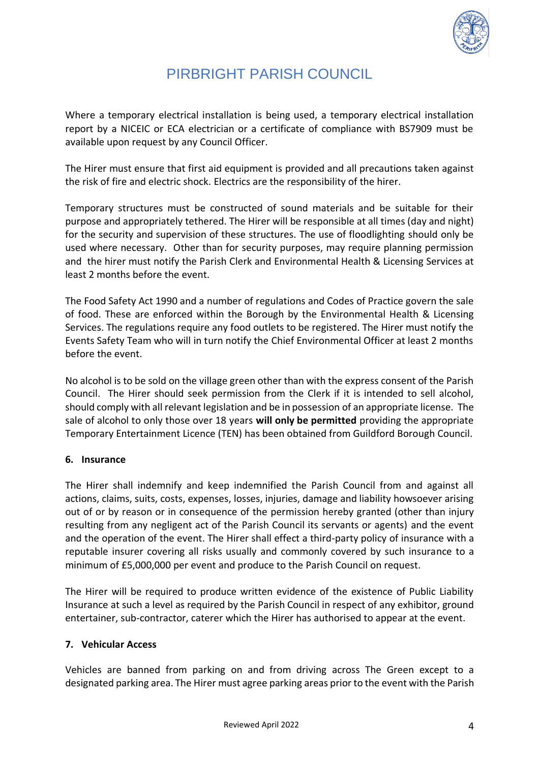Where a temporary electrical installation is being used, a temporary electrical installation report by a NICEIC or ECA electrician or a certificate of compliance with BS7909 must be available upon request by any Council Officer.

The Hirer must ensure that first aid equipment is provided and all precautions taken against the risk of fire and electric shock. Electrics are the responsibility of the hirer.

Temporary structures must be constructed of sound materials and be suitable for their purpose and appropriately tethered. The Hirer will be responsible at all times (day and night) for the security and supervision of these structures. The use of floodlighting should only be used where necessary. Other than for security purposes, may require planning permission and the hirer must notify the Parish Clerk and Environmental Health & Licensing Services at least 2 months before the event.

The Food Safety Act 1990 and a number of regulations and Codes of Practice govern the sale of food. These are enforced within the Borough by the Environmental Health & Licensing Services. The regulations require any food outlets to be registered. The Hirer must notify the Events Safety Team who will in turn notify the Chief Environmental Officer at least 2 months before the event.

No alcohol is to be sold on the village green other than with the express consent of the Parish Council. The Hirer should seek permission from the Clerk if it is intended to sell alcohol, should comply with all relevant legislation and be in possession of an appropriate license. The sale of alcohol to only those over 18 years **will only be permitted** providing the appropriate Temporary Entertainment Licence (TEN) has been obtained from Guildford Borough Council.

### 6. Insurance

The Hirer shall indemnify and keep indemnified the Parish Council from and against all actions, claims, suits, costs, expenses, losses, injuries, damage and liability howsoever arising out of or by reason or in consequence of the permission hereby granted (other than injury resulting from any negligent act of the Parish Council its servants or agents) and the event and the operation of the event. The Hirer shall effect a third-party policy of insurance with a reputable insurer covering all risks usually and commonly covered by such insurance to a minimum of £5,000,000 per event and produce to the Parish Council on request.

The Hirer will be required to produce written evidence of the existence of Public Liability Insurance at such a level as required by the Parish Council in respect of any exhibitor, ground entertainer, sub-contractor, caterer which the Hirer has authorised to appear at the event.

### 7. Vehicular Access

Vehicles are banned from parking on and from driving across The Green except to a designated parking area. The Hirer must agree parking areas prior to the event with the Parish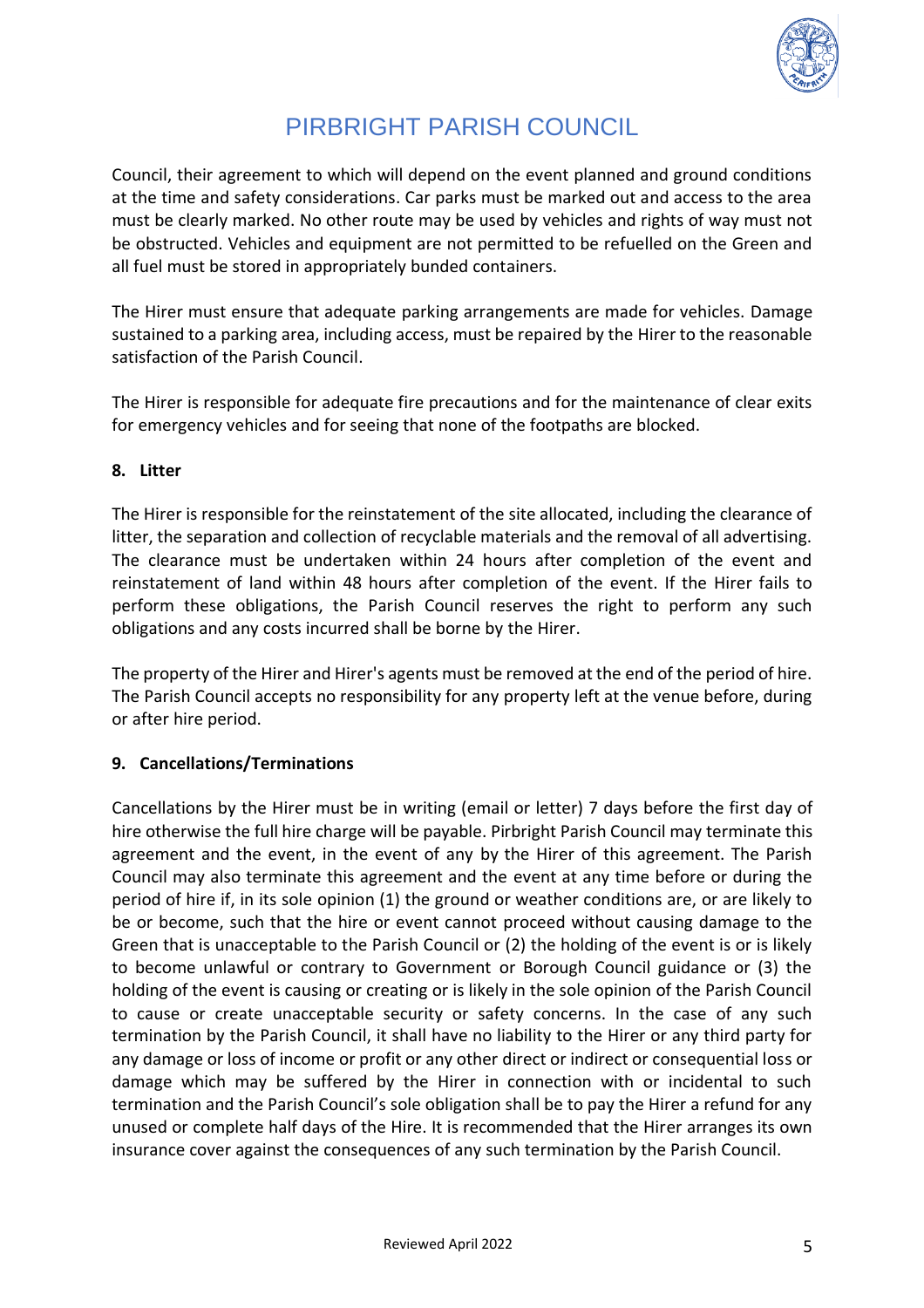Council, their agreement to which will depend on the event planned and ground conditions at the time and safety considerations. Car parks must be marked out and access to the area must be clearly marked. No other route may be used by vehicles and rights of way must not be obstructed. Vehicles and equipment are not permitted to be refuelled on the Green and all fuel must be stored in appropriately bunded containers.

The Hirer must ensure that adequate parking arrangements are made for vehicles. Damage sustained to a parking area, including access, must be repaired by the Hirer to the reasonable satisfaction of the Parish Council.

The Hirer is responsible for adequate fire precautions and for the maintenance of clear exits for emergency vehicles and for seeing that none of the footpaths are blocked.

### 8. Litter

The Hirer is responsible for the reinstatement of the site allocated, including the clearance of litter, the separation and collection of recyclable materials and the removal of all advertising. The clearance must be undertaken within 24 hours after completion of the event and reinstatement of land within 48 hours after completion of the event. If the Hirer fails to perform these obligations, the Parish Council reserves the right to perform any such obligations and any costs incurred shall be borne by the Hirer.

The property of the Hirer and Hirer's agents must be removed at the end of the period of hire. The Parish Council accepts no responsibility for any property left at the venue before, during or after hire period.

### 9. Cancellations/Terminations

Cancellations by the Hirer must be in writing (email or letter) 7 days before the first day of hire otherwise the full hire charge will be payable. Pirbright Parish Council may terminate this agreement and the event, in the event of any by the Hirer of this agreement. The Parish Council may also terminate this agreement and the event at any time before or during the period of hire if, in its sole opinion (1) the ground or weather conditions are, or are likely to be or become, such that the hire or event cannot proceed without causing damage to the Green that is unacceptable to the Parish Council or (2) the holding of the event is or is likely to become unlawful or contrary to Government or Borough Council guidance or (3) the holding of the event is causing or creating or is likely in the sole opinion of the Parish Council to cause or create unacceptable security or safety concerns. In the case of any such termination by the Parish Council, it shall have no liability to the Hirer or any third party for any damage or loss of income or profit or any other direct or indirect or consequential loss or damage which may be suffered by the Hirer in connection with or incidental to such termination and the Parish Council's sole obligation shall be to pay the Hirer a refund for any unused or complete half days of the Hire. It is recommended that the Hirer arranges its own insurance cover against the consequences of any such termination by the Parish Council.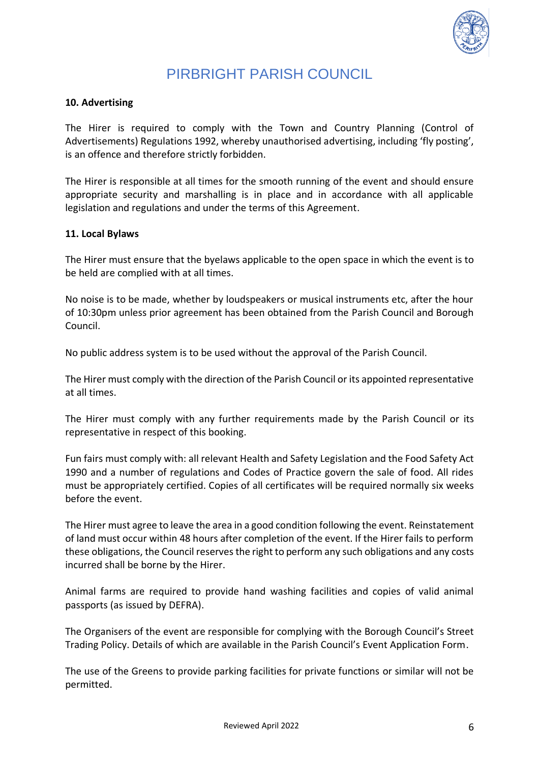## 10. Advertising

The Hirer is required to comply with the Town and Country Planning (Control of Advertisements) Regulations 1992, whereby unauthorised advertising, including 'fly posting', is an offence and therefore strictly forbidden.

The Hirer is responsible at all times for the smooth running of the event and should ensure appropriate security and marshalling is in place and in accordance with all applicable legislation and regulations and under the terms of this Agreement.

## 11. Local Bylaws

The Hirer must ensure that the byelaws applicable to the open space in which the event is to be held are complied with at all times.

No noise is to be made, whether by loudspeakers or musical instruments etc, after the hour of 10:30pm unless prior agreement has been obtained from the Parish Council and Borough Council.

No public address system is to be used without the approval of the Parish Council.

The Hirer must comply with the direction of the Parish Council or its appointed representative at all times.

The Hirer must comply with any further requirements made by the Parish Council or its representative in respect of this booking.

Fun fairs must comply with: all relevant Health and Safety Legislation and the Food Safety Act 1990 and a number of regulations and Codes of Practice govern the sale of food. All rides must be appropriately certified. Copies of all certificates will be required normally six weeks before the event.

The Hirer must agree to leave the area in a good condition following the event. Reinstatement of land must occur within 48 hours after completion of the event. If the Hirer fails to perform these obligations, the Council reserves the right to perform any such obligations and any costs incurred shall be borne by the Hirer.

Animal farms are required to provide hand washing facilities and copies of valid animal passports (as issued by DEFRA).

The Organisers of the event are responsible for complying with the Borough Council's Street Trading Policy. Details of which are available in the Parish Council's Event Application Form.

The use of the Greens to provide parking facilities for private functions or similar will not be permitted.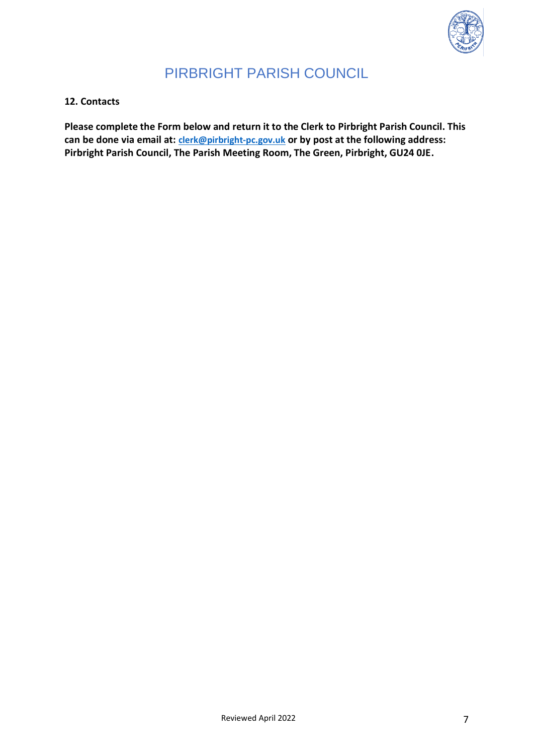# PIRBRIGHT PARISH COUNCIL

**12. Contacts**

**Please complete the Form below and return it to the Clerk to Pirbright Parish Council. This can be done via email at: clerk@pirbright-pc.gov.uk or by post at the following address: Pirbright Parish Council, The Parish Meeting Room, The Green, Pirbright, GU24 0JE.**

Reviewed April 2022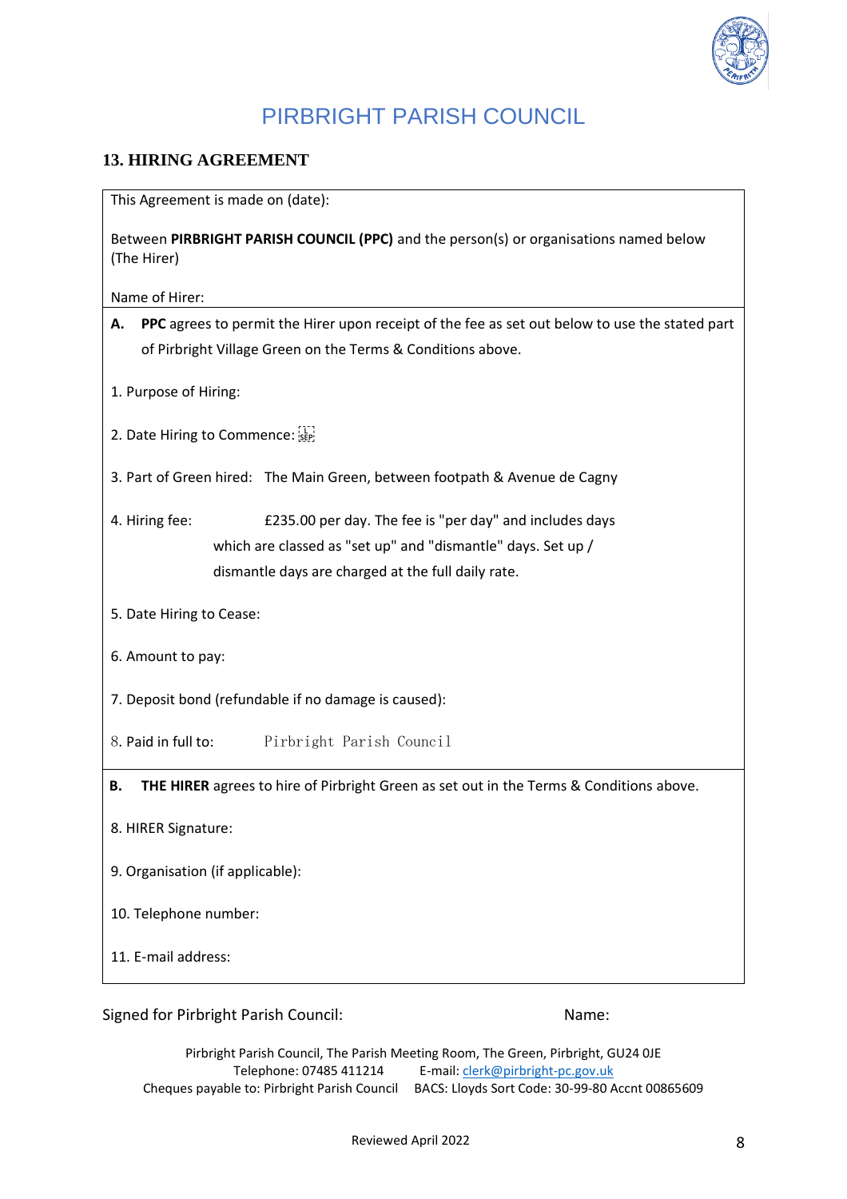# PIRBRIGHT PARISH COUNCIL

## 13. HIRING AGREEMENT

This Agreement is made on (date):

Between **PIRBRIGHT PARISH COUNCIL (PPC)** and the person(s) or organisations named below (The Hirer)

Name of Hirer:

**A.** **PPC** agrees to permit the Hirer upon receipt of the fee as set out below to use the stated part of Pirbright Village Green on the Terms & Conditions above.

1. Purpose of Hiring:

2. Date Hiring to Commence:

3. Part of Green hired: The Main Green, between footpath & Avenue de Cagny

4. Hiring fee: £235.00 per day. The fee is "per day" and includes days which are classed as "set up" and "dismantle" days. Set up / dismantle days are charged at the full daily rate.

5. Date Hiring to Cease:

6. Amount to pay:

7. Deposit bond (refundable if no damage is caused):

8. Paid in full to: Pirbright Parish Council

**B.** **THE HIRER** agrees to hire of Pirbright Green as set out in the Terms & Conditions above.

8. HIRER Signature:

9. Organisation (if applicable):

10. Telephone number:

11. E-mail address:

Signed for Pirbright Parish Council: Name:

Pirbright Parish Council, The Parish Meeting Room, The Green, Pirbright, GU24 0JE
Telephone: 07485 411214 E-mail: clerk@pirbright-pc.gov.uk
Cheques payable to: Pirbright Parish Council BACS: Lloyds Sort Code: 30-99-80 Accnt 00865609

Reviewed April 2022